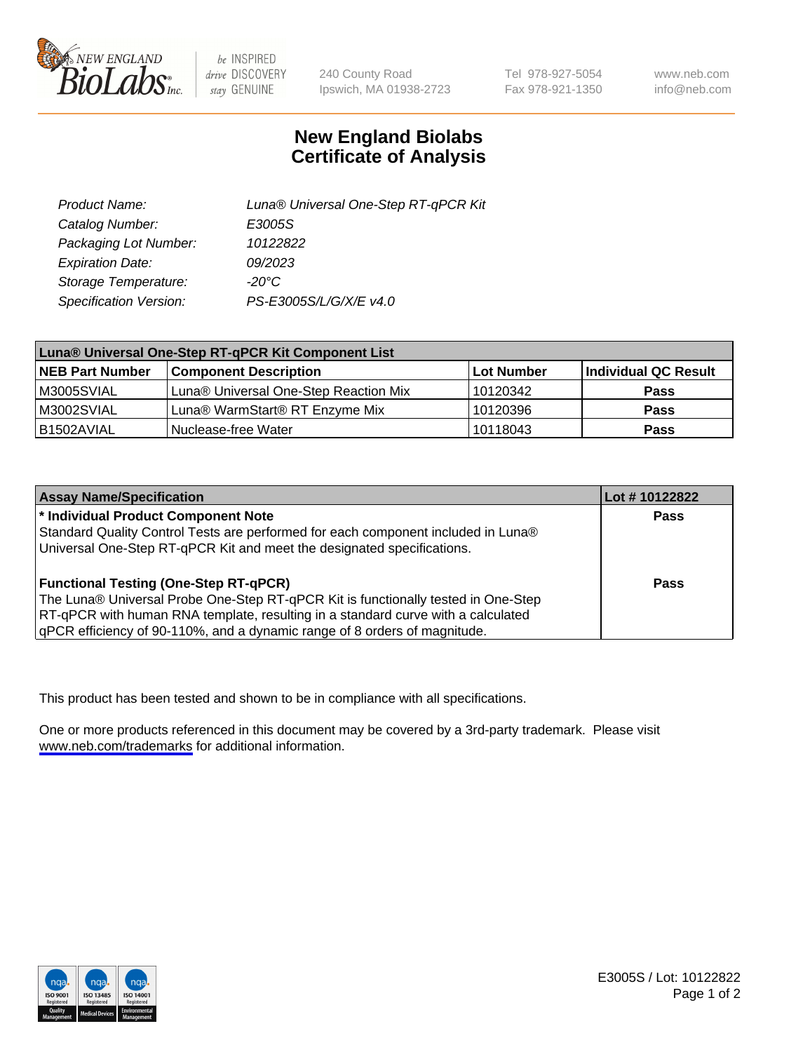# New England Biolabs Certificate of Analysis

| | |
|---|---|
| *Product Name:* | *Luna® Universal One-Step RT-qPCR Kit* |
| *Catalog Number:* | *E3005S* |
| *Packaging Lot Number:* | *10122822* |
| *Expiration Date:* | *09/2023* |
| *Storage Temperature:* | *-20°C* |
| *Specification Version:* | *PS-E3005S/L/G/X/E v4.0* |

| Luna® Universal One-Step RT-qPCR Kit Component List | | | |
|---|---|---|---|
| **NEB Part Number** | **Component Description** | **Lot Number** | **Individual QC Result** |
| M3005SVIAL | Luna® Universal One-Step Reaction Mix | 10120342 | **Pass** |
| M3002SVIAL | Luna® WarmStart® RT Enzyme Mix | 10120396 | **Pass** |
| B1502AVIAL | Nuclease-free Water | 10118043 | **Pass** |

| Assay Name/Specification | Lot # 10122822 |
|---|---|
| **\* Individual Product Component Note**<br>Standard Quality Control Tests are performed for each component included in Luna® Universal One-Step RT-qPCR Kit and meet the designated specifications. | **Pass** |
| **Functional Testing (One-Step RT-qPCR)**<br>The Luna® Universal Probe One-Step RT-qPCR Kit is functionally tested in One-Step RT-qPCR with human RNA template, resulting in a standard curve with a calculated qPCR efficiency of 90-110%, and a dynamic range of 8 orders of magnitude. | **Pass** |

This product has been tested and shown to be in compliance with all specifications.

One or more products referenced in this document may be covered by a 3rd-party trademark. Please visit www.neb.com/trademarks for additional information.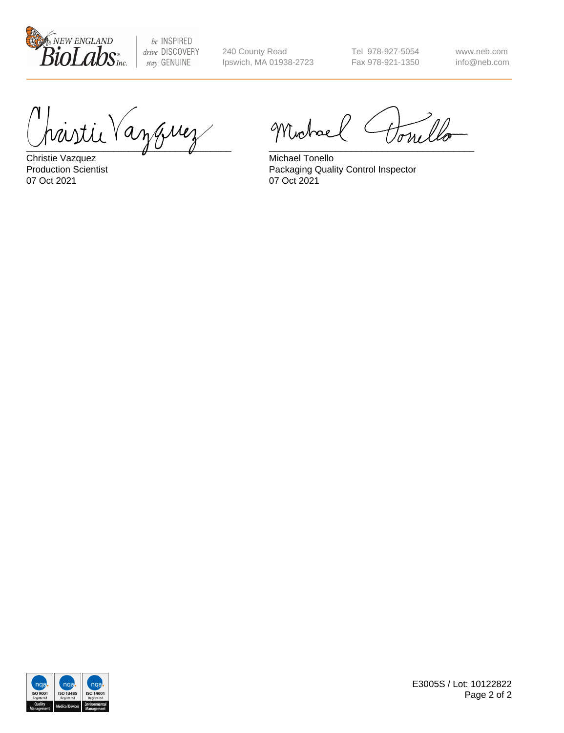Christie Vazquez
Production Scientist
07 Oct 2021

Michael Tonello
Packaging Quality Control Inspector
07 Oct 2021